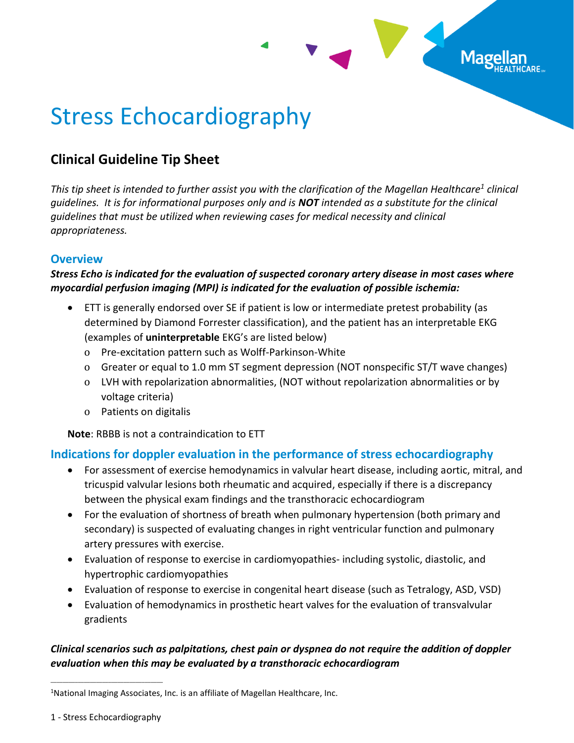# Stress Echocardiography

## Clinical Guideline Tip Sheet

*This tip sheet is intended to further assist you with the clarification of the Magellan Healthcare[1] clinical guidelines. It is for informational purposes only and is **NOT** intended as a substitute for the clinical guidelines that must be utilized when reviewing cases for medical necessity and clinical appropriateness.*

### Overview

***Stress Echo is indicated for the evaluation of suspected coronary artery disease in most cases where myocardial perfusion imaging (MPI) is indicated for the evaluation of possible ischemia:***

- ETT is generally endorsed over SE if patient is low or intermediate pretest probability (as determined by Diamond Forrester classification), and the patient has an interpretable EKG (examples of **uninterpretable** EKG's are listed below)
  - Pre-excitation pattern such as Wolff-Parkinson-White
  - Greater or equal to 1.0 mm ST segment depression (NOT nonspecific ST/T wave changes)
  - LVH with repolarization abnormalities, (NOT without repolarization abnormalities or by voltage criteria)
  - Patients on digitalis

**Note**: RBBB is not a contraindication to ETT

### Indications for doppler evaluation in the performance of stress echocardiography

- For assessment of exercise hemodynamics in valvular heart disease, including aortic, mitral, and tricuspid valvular lesions both rheumatic and acquired, especially if there is a discrepancy between the physical exam findings and the transthoracic echocardiogram
- For the evaluation of shortness of breath when pulmonary hypertension (both primary and secondary) is suspected of evaluating changes in right ventricular function and pulmonary artery pressures with exercise.
- Evaluation of response to exercise in cardiomyopathies- including systolic, diastolic, and hypertrophic cardiomyopathies
- Evaluation of response to exercise in congenital heart disease (such as Tetralogy, ASD, VSD)
- Evaluation of hemodynamics in prosthetic heart valves for the evaluation of transvalvular gradients

***Clinical scenarios such as palpitations, chest pain or dyspnea do not require the addition of doppler evaluation when this may be evaluated by a transthoracic echocardiogram***

---

[1]National Imaging Associates, Inc. is an affiliate of Magellan Healthcare, Inc.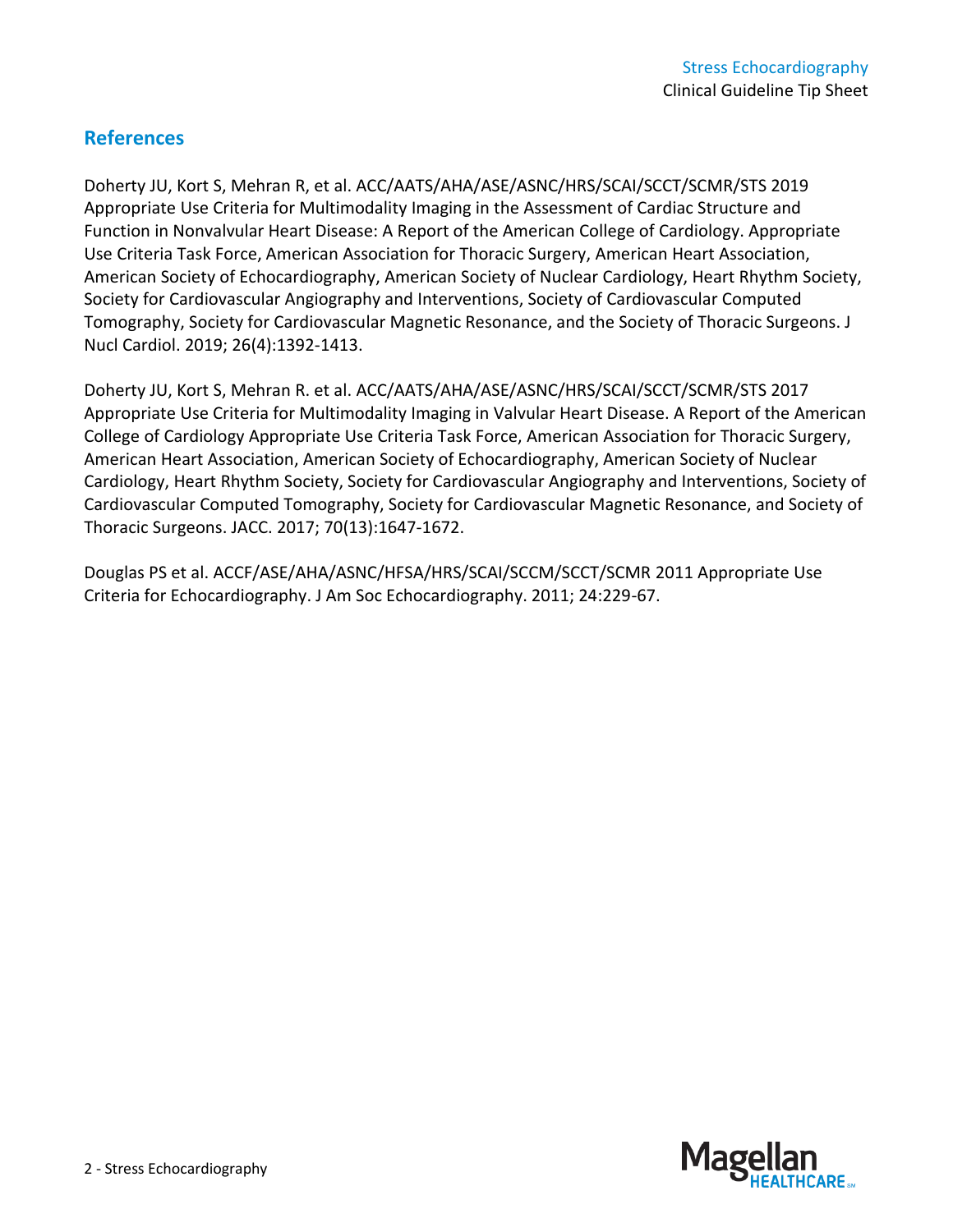## References

Doherty JU, Kort S, Mehran R, et al. ACC/AATS/AHA/ASE/ASNC/HRS/SCAI/SCCT/SCMR/STS 2019 Appropriate Use Criteria for Multimodality Imaging in the Assessment of Cardiac Structure and Function in Nonvalvular Heart Disease: A Report of the American College of Cardiology. Appropriate Use Criteria Task Force, American Association for Thoracic Surgery, American Heart Association, American Society of Echocardiography, American Society of Nuclear Cardiology, Heart Rhythm Society, Society for Cardiovascular Angiography and Interventions, Society of Cardiovascular Computed Tomography, Society for Cardiovascular Magnetic Resonance, and the Society of Thoracic Surgeons. J Nucl Cardiol. 2019; 26(4):1392-1413.

Doherty JU, Kort S, Mehran R. et al. ACC/AATS/AHA/ASE/ASNC/HRS/SCAI/SCCT/SCMR/STS 2017 Appropriate Use Criteria for Multimodality Imaging in Valvular Heart Disease. A Report of the American College of Cardiology Appropriate Use Criteria Task Force, American Association for Thoracic Surgery, American Heart Association, American Society of Echocardiography, American Society of Nuclear Cardiology, Heart Rhythm Society, Society for Cardiovascular Angiography and Interventions, Society of Cardiovascular Computed Tomography, Society for Cardiovascular Magnetic Resonance, and Society of Thoracic Surgeons. JACC. 2017; 70(13):1647-1672.

Douglas PS et al. ACCF/ASE/AHA/ASNC/HFSA/HRS/SCAI/SCCM/SCCT/SCMR 2011 Appropriate Use Criteria for Echocardiography. J Am Soc Echocardiography. 2011; 24:229-67.